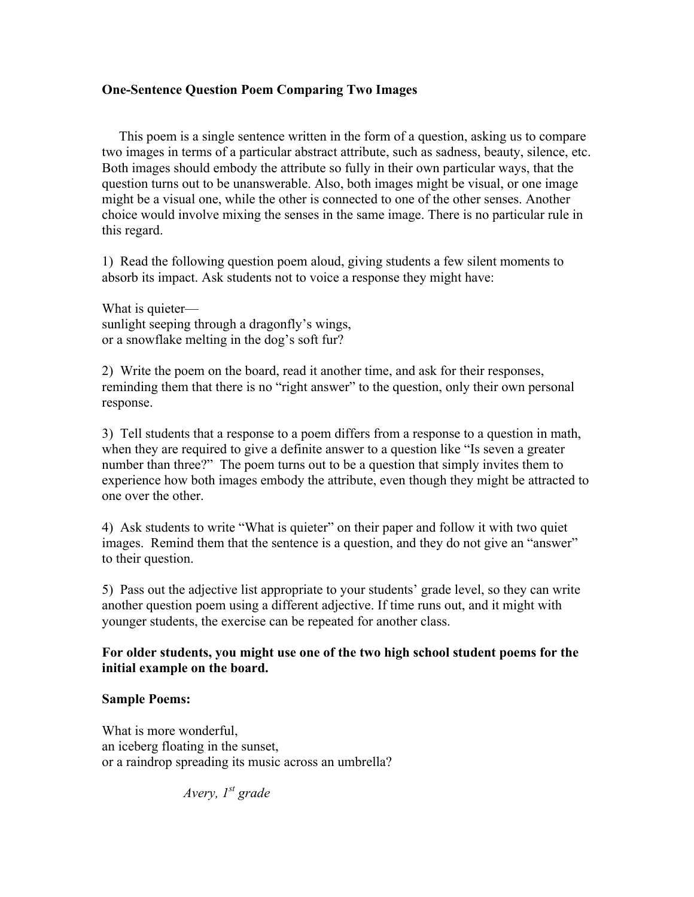**One-Sentence Question Poem Comparing Two Images**

This poem is a single sentence written in the form of a question, asking us to compare two images in terms of a particular abstract attribute, such as sadness, beauty, silence, etc. Both images should embody the attribute so fully in their own particular ways, that the question turns out to be unanswerable. Also, both images might be visual, or one image might be a visual one, while the other is connected to one of the other senses. Another choice would involve mixing the senses in the same image. There is no particular rule in this regard.

1) Read the following question poem aloud, giving students a few silent moments to absorb its impact. Ask students not to voice a response they might have:

What is quieter—
sunlight seeping through a dragonfly's wings,
or a snowflake melting in the dog's soft fur?

2) Write the poem on the board, read it another time, and ask for their responses, reminding them that there is no "right answer" to the question, only their own personal response.

3) Tell students that a response to a poem differs from a response to a question in math, when they are required to give a definite answer to a question like "Is seven a greater number than three?" The poem turns out to be a question that simply invites them to experience how both images embody the attribute, even though they might be attracted to one over the other.

4) Ask students to write "What is quieter" on their paper and follow it with two quiet images. Remind them that the sentence is a question, and they do not give an "answer" to their question.

5) Pass out the adjective list appropriate to your students' grade level, so they can write another question poem using a different adjective. If time runs out, and it might with younger students, the exercise can be repeated for another class.

**For older students, you might use one of the two high school student poems for the initial example on the board.**

**Sample Poems:**

What is more wonderful,
an iceberg floating in the sunset,
or a raindrop spreading its music across an umbrella?

*Avery, 1st grade*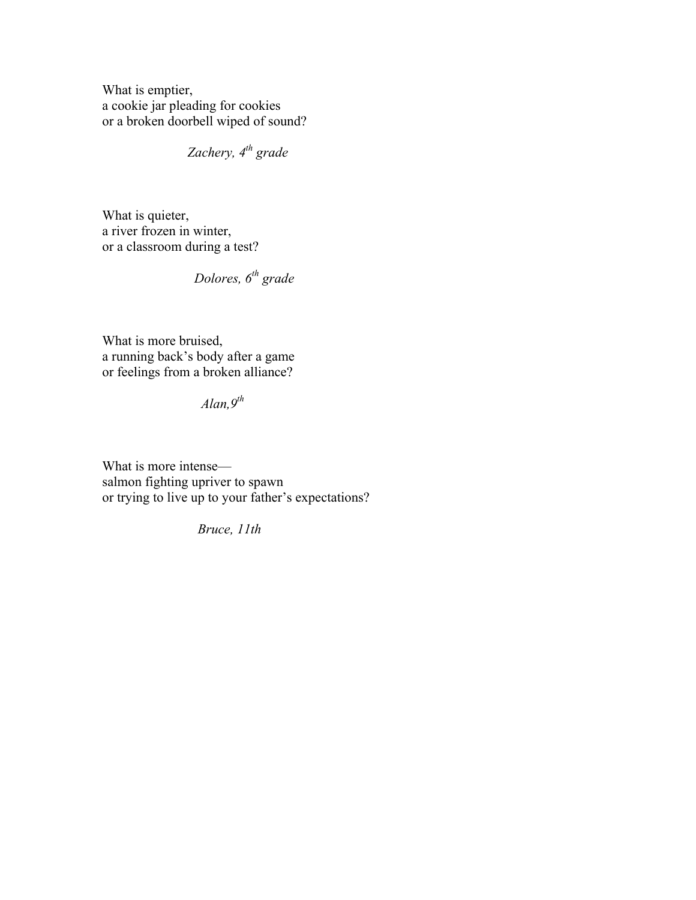What is emptier,  
a cookie jar pleading for cookies  
or a broken doorbell wiped of sound?

*Zachery, 4th grade*

What is quieter,  
a river frozen in winter,  
or a classroom during a test?

*Dolores, 6th grade*

What is more bruised,  
a running back's body after a game  
or feelings from a broken alliance?

*Alan,9th*

What is more intense—  
salmon fighting upriver to spawn  
or trying to live up to your father's expectations?

*Bruce, 11th*